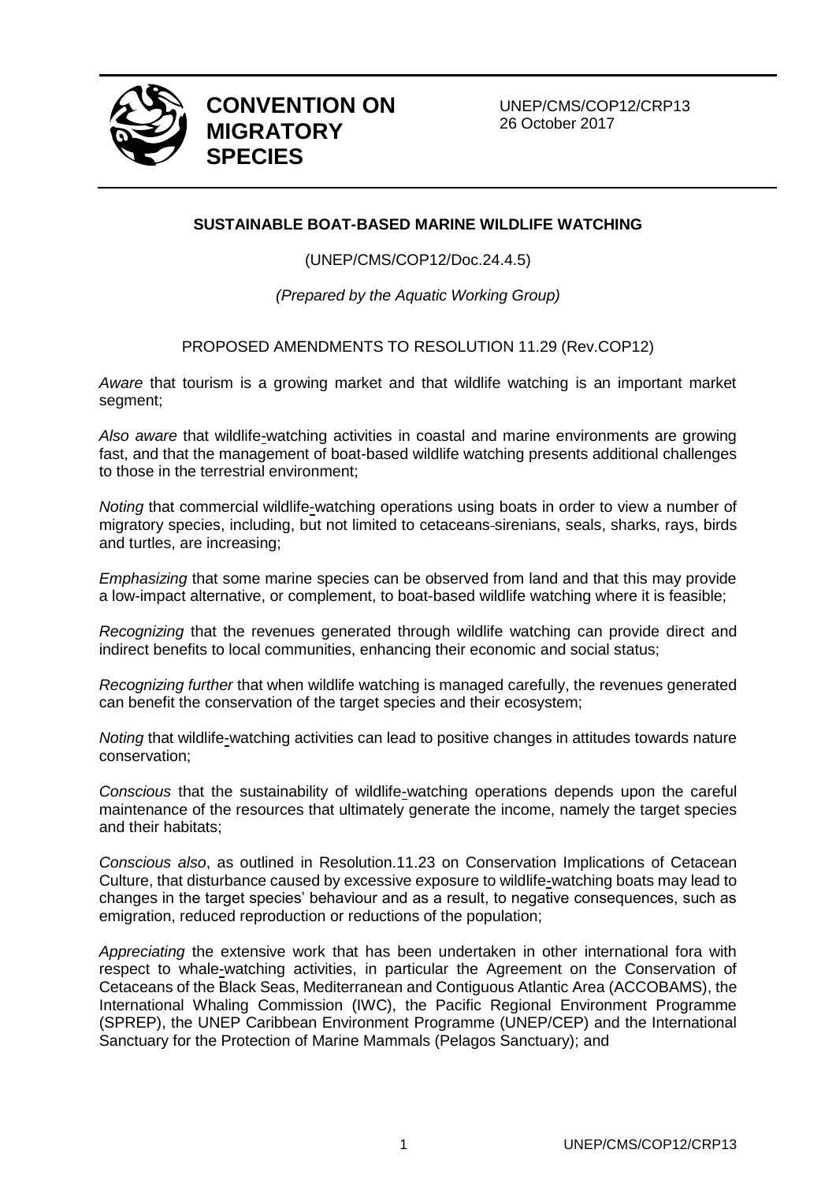**CONVENTION ON MIGRATORY SPECIES**

UNEP/CMS/COP12/CRP13
26 October 2017

**SUSTAINABLE BOAT-BASED MARINE WILDLIFE WATCHING**

(UNEP/CMS/COP12/Doc.24.4.5)

*(Prepared by the Aquatic Working Group)*

PROPOSED AMENDMENTS TO RESOLUTION 11.29 (Rev.COP12)

*Aware* that tourism is a growing market and that wildlife watching is an important market segment;

*Also aware* that wildlife-watching activities in coastal and marine environments are growing fast, and that the management of boat-based wildlife watching presents additional challenges to those in the terrestrial environment;

*Noting* that commercial wildlife-watching operations using boats in order to view a number of migratory species, including, but not limited to cetaceans-sirenians, seals, sharks, rays, birds and turtles, are increasing;

*Emphasizing* that some marine species can be observed from land and that this may provide a low-impact alternative, or complement, to boat-based wildlife watching where it is feasible;

*Recognizing* that the revenues generated through wildlife watching can provide direct and indirect benefits to local communities, enhancing their economic and social status;

*Recognizing further* that when wildlife watching is managed carefully, the revenues generated can benefit the conservation of the target species and their ecosystem;

*Noting* that wildlife-watching activities can lead to positive changes in attitudes towards nature conservation;

*Conscious* that the sustainability of wildlife-watching operations depends upon the careful maintenance of the resources that ultimately generate the income, namely the target species and their habitats;

*Conscious also*, as outlined in Resolution.11.23 on Conservation Implications of Cetacean Culture, that disturbance caused by excessive exposure to wildlife-watching boats may lead to changes in the target species' behaviour and as a result, to negative consequences, such as emigration, reduced reproduction or reductions of the population;

*Appreciating* the extensive work that has been undertaken in other international fora with respect to whale-watching activities, in particular the Agreement on the Conservation of Cetaceans of the Black Seas, Mediterranean and Contiguous Atlantic Area (ACCOBAMS), the International Whaling Commission (IWC), the Pacific Regional Environment Programme (SPREP), the UNEP Caribbean Environment Programme (UNEP/CEP) and the International Sanctuary for the Protection of Marine Mammals (Pelagos Sanctuary); and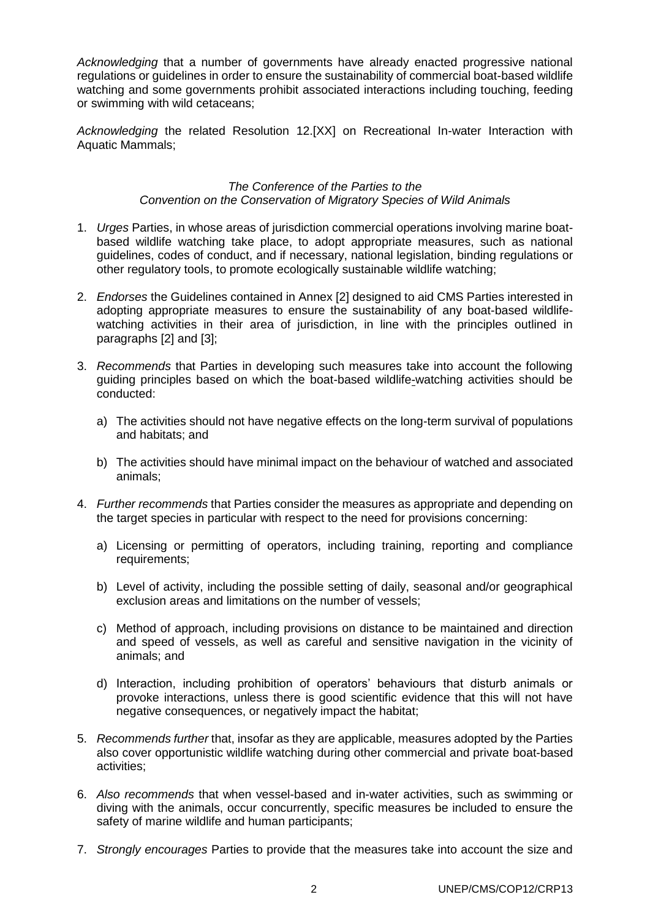*Acknowledging* that a number of governments have already enacted progressive national regulations or guidelines in order to ensure the sustainability of commercial boat-based wildlife watching and some governments prohibit associated interactions including touching, feeding or swimming with wild cetaceans;

*Acknowledging* the related Resolution 12.[XX] on Recreational In-water Interaction with Aquatic Mammals;

*The Conference of the Parties to the*
*Convention on the Conservation of Migratory Species of Wild Animals*

1. *Urges* Parties, in whose areas of jurisdiction commercial operations involving marine boat-based wildlife watching take place, to adopt appropriate measures, such as national guidelines, codes of conduct, and if necessary, national legislation, binding regulations or other regulatory tools, to promote ecologically sustainable wildlife watching;

2. *Endorses* the Guidelines contained in Annex [2] designed to aid CMS Parties interested in adopting appropriate measures to ensure the sustainability of any boat-based wildlife-watching activities in their area of jurisdiction, in line with the principles outlined in paragraphs [2] and [3];

3. *Recommends* that Parties in developing such measures take into account the following guiding principles based on which the boat-based wildlife-watching activities should be conducted:

   a) The activities should not have negative effects on the long-term survival of populations and habitats; and

   b) The activities should have minimal impact on the behaviour of watched and associated animals;

4. *Further recommends* that Parties consider the measures as appropriate and depending on the target species in particular with respect to the need for provisions concerning:

   a) Licensing or permitting of operators, including training, reporting and compliance requirements;

   b) Level of activity, including the possible setting of daily, seasonal and/or geographical exclusion areas and limitations on the number of vessels;

   c) Method of approach, including provisions on distance to be maintained and direction and speed of vessels, as well as careful and sensitive navigation in the vicinity of animals; and

   d) Interaction, including prohibition of operators' behaviours that disturb animals or provoke interactions, unless there is good scientific evidence that this will not have negative consequences, or negatively impact the habitat;

5. *Recommends further* that, insofar as they are applicable, measures adopted by the Parties also cover opportunistic wildlife watching during other commercial and private boat-based activities;

6. *Also recommends* that when vessel-based and in-water activities, such as swimming or diving with the animals, occur concurrently, specific measures be included to ensure the safety of marine wildlife and human participants;

7. *Strongly encourages* Parties to provide that the measures take into account the size and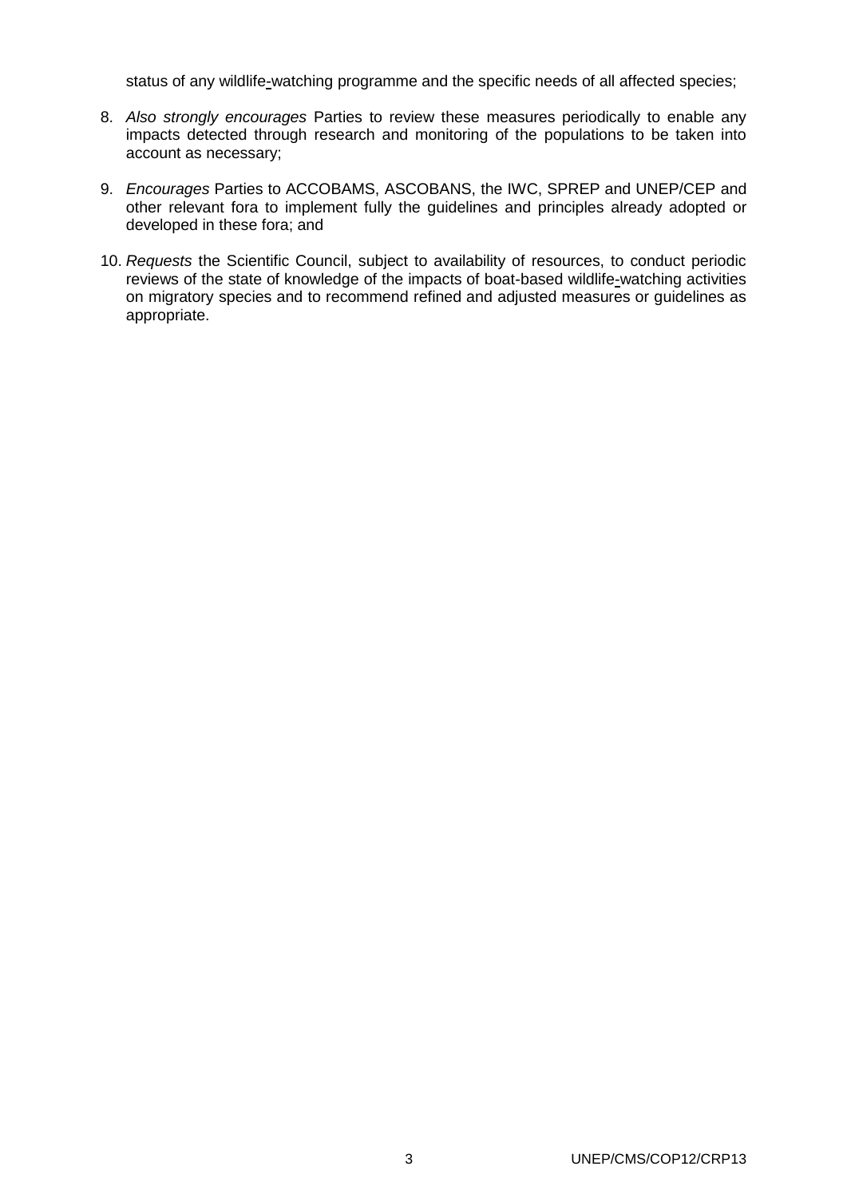status of any wildlife-watching programme and the specific needs of all affected species;

8. *Also strongly encourages* Parties to review these measures periodically to enable any impacts detected through research and monitoring of the populations to be taken into account as necessary;

9. *Encourages* Parties to ACCOBAMS, ASCOBANS, the IWC, SPREP and UNEP/CEP and other relevant fora to implement fully the guidelines and principles already adopted or developed in these fora; and

10. *Requests* the Scientific Council, subject to availability of resources, to conduct periodic reviews of the state of knowledge of the impacts of boat-based wildlife-watching activities on migratory species and to recommend refined and adjusted measures or guidelines as appropriate.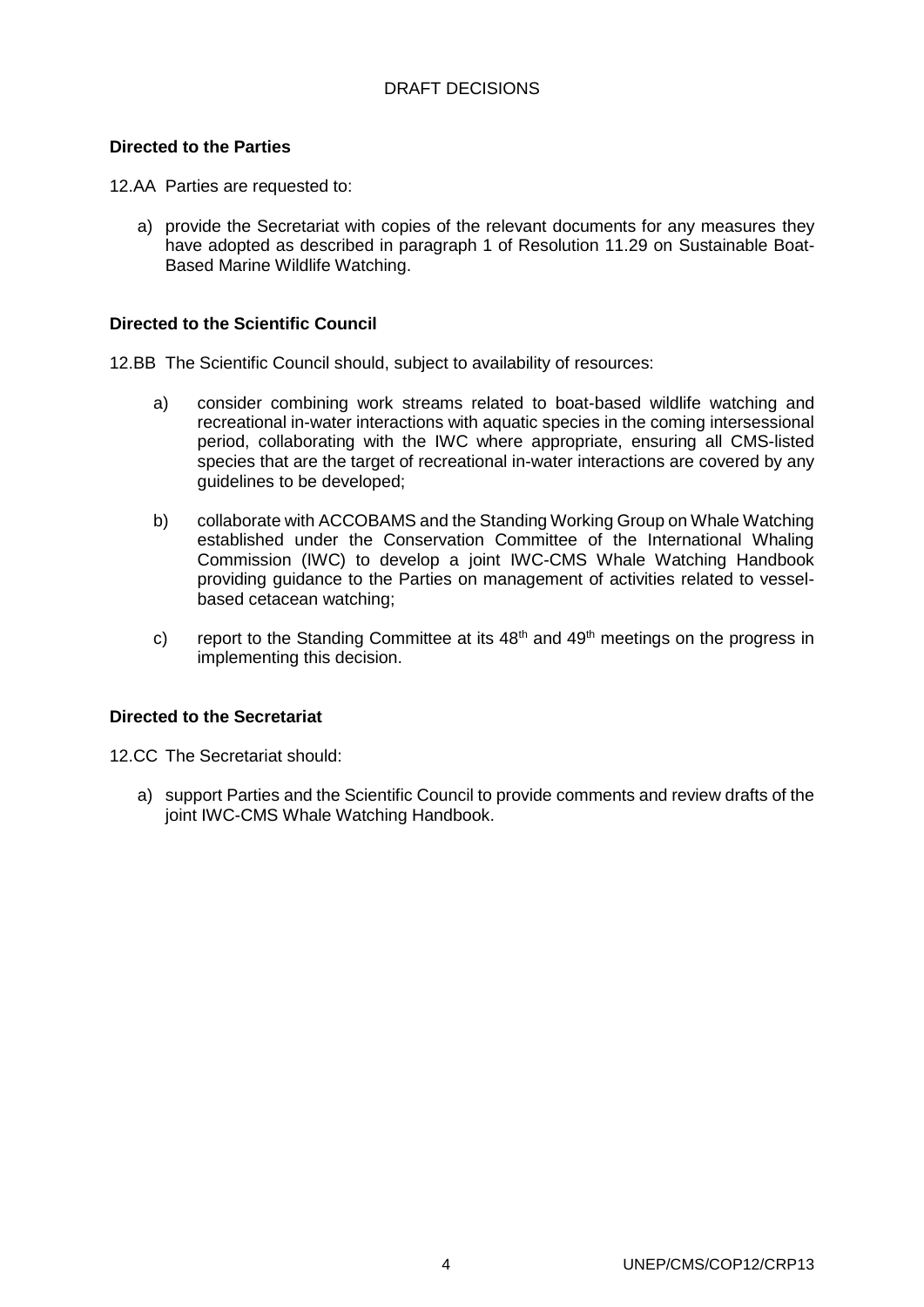DRAFT DECISIONS

**Directed to the Parties**

12.AA Parties are requested to:

a) provide the Secretariat with copies of the relevant documents for any measures they have adopted as described in paragraph 1 of Resolution 11.29 on Sustainable Boat-Based Marine Wildlife Watching.

**Directed to the Scientific Council**

12.BB The Scientific Council should, subject to availability of resources:

a) consider combining work streams related to boat-based wildlife watching and recreational in-water interactions with aquatic species in the coming intersessional period, collaborating with the IWC where appropriate, ensuring all CMS-listed species that are the target of recreational in-water interactions are covered by any guidelines to be developed;

b) collaborate with ACCOBAMS and the Standing Working Group on Whale Watching established under the Conservation Committee of the International Whaling Commission (IWC) to develop a joint IWC-CMS Whale Watching Handbook providing guidance to the Parties on management of activities related to vessel-based cetacean watching;

c) report to the Standing Committee at its 48th and 49th meetings on the progress in implementing this decision.

**Directed to the Secretariat**

12.CC The Secretariat should:

a) support Parties and the Scientific Council to provide comments and review drafts of the joint IWC-CMS Whale Watching Handbook.